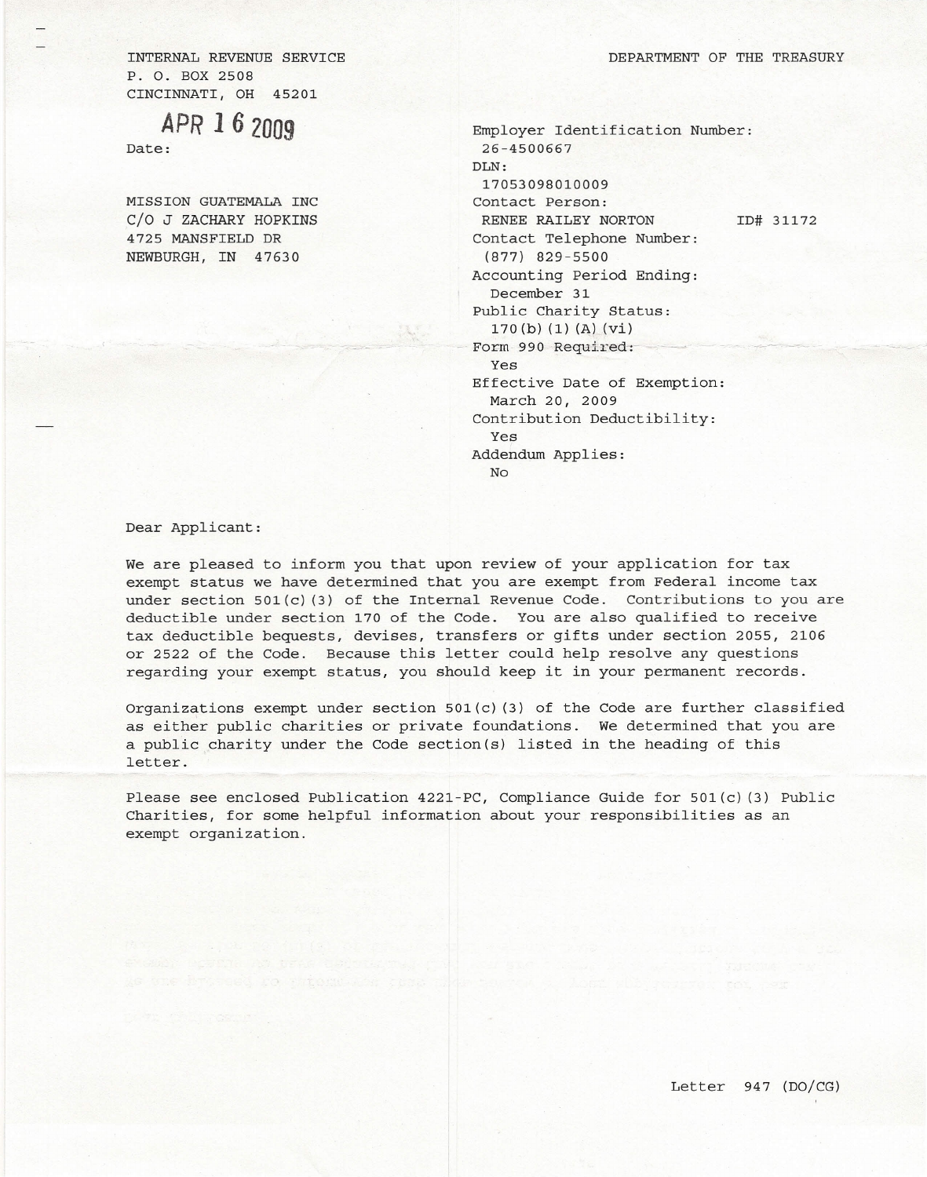INTERNAL REVENUE SERVICE
P. O. BOX 2508
CINCINNATI, OH 45201

DEPARTMENT OF THE TREASURY

Date: APR 16 2009

MISSION GUATEMALA INC
C/O J ZACHARY HOPKINS
4725 MANSFIELD DR
NEWBURGH, IN 47630

Employer Identification Number:
26-4500667
DLN:
17053098010009
Contact Person:
RENEE RAILEY NORTON ID# 31172
Contact Telephone Number:
(877) 829-5500
Accounting Period Ending:
December 31
Public Charity Status:
170(b)(1)(A)(vi)
Form 990 Required:
Yes
Effective Date of Exemption:
March 20, 2009
Contribution Deductibility:
Yes
Addendum Applies:
No

Dear Applicant:

We are pleased to inform you that upon review of your application for tax exempt status we have determined that you are exempt from Federal income tax under section 501(c)(3) of the Internal Revenue Code. Contributions to you are deductible under section 170 of the Code. You are also qualified to receive tax deductible bequests, devises, transfers or gifts under section 2055, 2106 or 2522 of the Code. Because this letter could help resolve any questions regarding your exempt status, you should keep it in your permanent records.

Organizations exempt under section 501(c)(3) of the Code are further classified as either public charities or private foundations. We determined that you are a public charity under the Code section(s) listed in the heading of this letter.

Please see enclosed Publication 4221-PC, Compliance Guide for 501(c)(3) Public Charities, for some helpful information about your responsibilities as an exempt organization.

Letter 947 (DO/CG)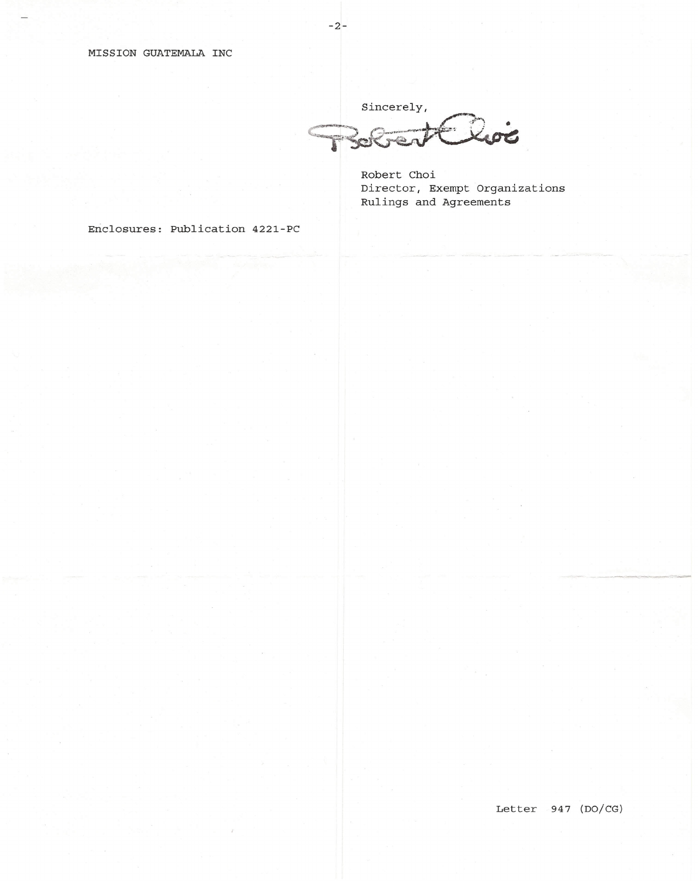MISSION GUATEMALA INC

Sincerely,

Robert Choi
Director, Exempt Organizations
Rulings and Agreements

Enclosures: Publication 4221-PC

Letter 947 (DO/CG)